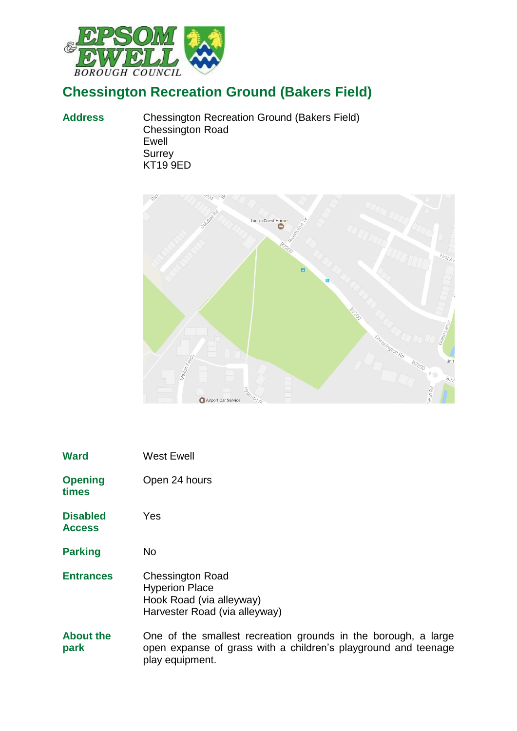# Chessington Recreation Ground (Bakers Field)

**Address**

Chessington Recreation Ground (Bakers Field)
Chessington Road
Ewell
Surrey
KT19 9ED

**Ward**

West Ewell

**Opening times**

Open 24 hours

**Disabled Access**

Yes

**Parking**

No

**Entrances**

Chessington Road
Hyperion Place
Hook Road (via alleyway)
Harvester Road (via alleyway)

**About the park**

One of the smallest recreation grounds in the borough, a large open expanse of grass with a children's playground and teenage play equipment.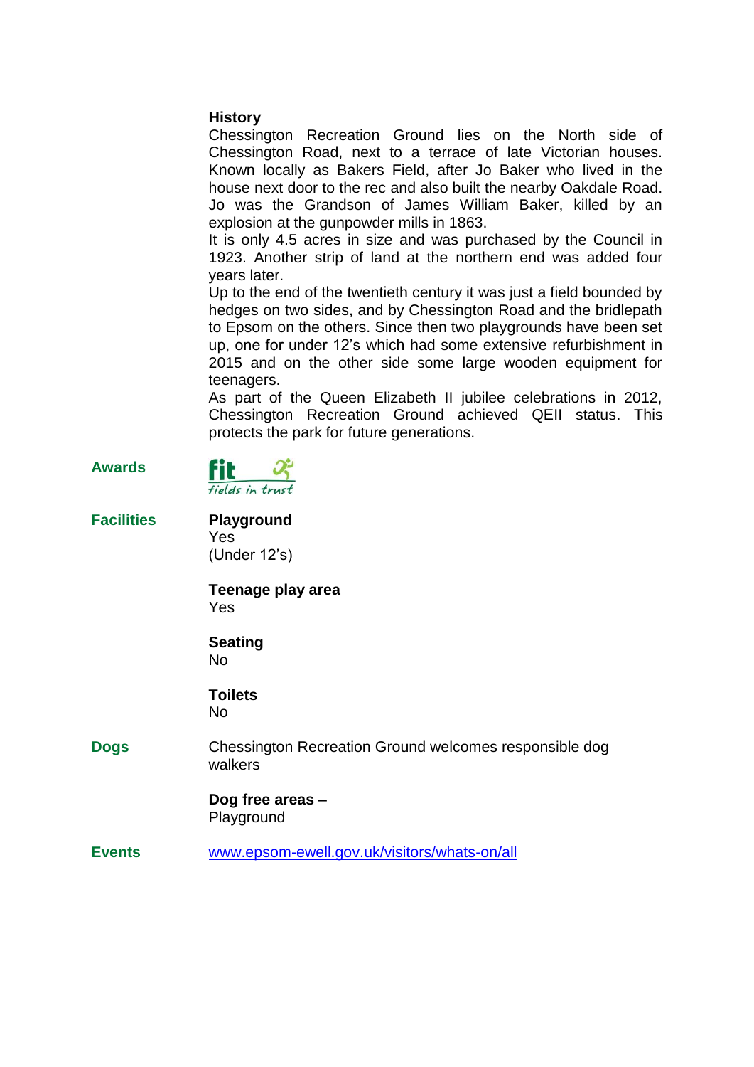## History

Chessington Recreation Ground lies on the North side of Chessington Road, next to a terrace of late Victorian houses. Known locally as Bakers Field, after Jo Baker who lived in the house next door to the rec and also built the nearby Oakdale Road. Jo was the Grandson of James William Baker, killed by an explosion at the gunpowder mills in 1863.

It is only 4.5 acres in size and was purchased by the Council in 1923. Another strip of land at the northern end was added four years later.

Up to the end of the twentieth century it was just a field bounded by hedges on two sides, and by Chessington Road and the bridlepath to Epsom on the others. Since then two playgrounds have been set up, one for under 12's which had some extensive refurbishment in 2015 and on the other side some large wooden equipment for teenagers.

As part of the Queen Elizabeth II jubilee celebrations in 2012, Chessington Recreation Ground achieved QEII status. This protects the park for future generations.

## Awards

fit – fields in trust

## Facilities

**Playground**
Yes
(Under 12's)

**Teenage play area**
Yes

**Seating**
No

**Toilets**
No

## Dogs

Chessington Recreation Ground welcomes responsible dog walkers

**Dog free areas –**
Playground

## Events

[www.epsom-ewell.gov.uk/visitors/whats-on/all](http://www.epsom-ewell.gov.uk/visitors/whats-on/all)